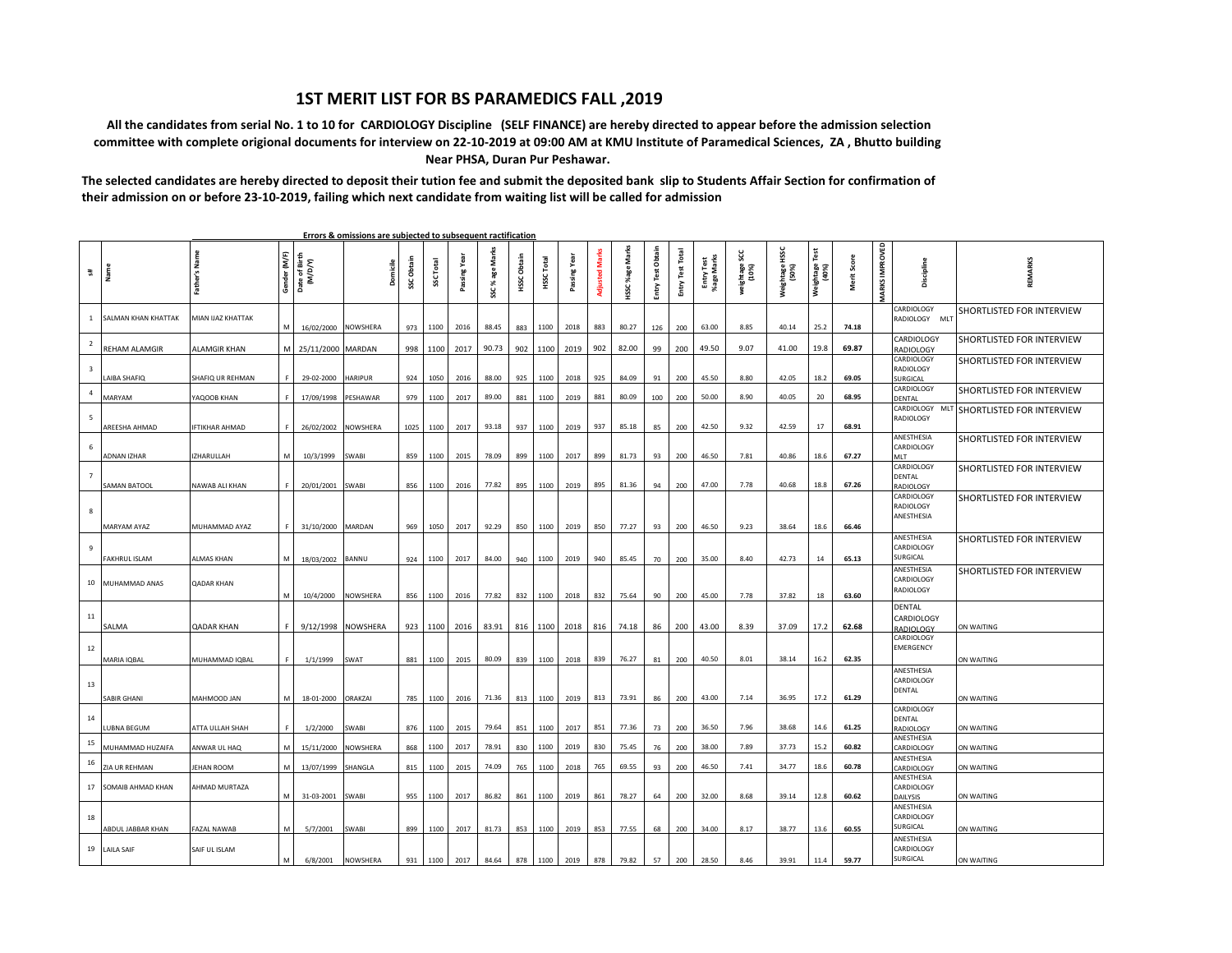# 1ST MERIT LIST FOR BS PARAMEDICS FALL ,2019

**All the candidates from serial No. 1 to 10 for CARDIOLOGY Discipline (SELF FINANCE) are hereby directed to appear before the admission selection committee with complete origional documents for interview on 22-10-2019 at 09:00 AM at KMU Institute of Paramedical Sciences, ZA , Bhutto building Near PHSA, Duran Pur Peshawar.**

**The selected candidates are hereby directed to deposit their tution fee and submit the deposited bank slip to Students Affair Section for confirmation of their admission on or before 23-10-2019, failing which next candidate from waiting list will be called for admission**

Errors & omissions are subjected to subsequent ractification

| s# | Name | Father's Name | Gender (M/F) | Date of Birth (M/D/Y) | Domicile | SSC Obtain | SSC Total | Passing Year | SSC % age Marks | HSSC Obtain | HSSC Total | Passing Year | Adjusted Marks | HSSC %age Marks | Entry Test Obtain | Entry Test Total | Entry Test %age Marks | weightage SCC (10%) | Weightage HSSC (50%) | Weightage Test (40%) | Merit Score | MARKS IMPROVED | Discipline | REMARKS |
|---|---|---|---|---|---|---|---|---|---|---|---|---|---|---|---|---|---|---|---|---|---|---|---|---|
| 1 | SALMAN KHAN KHATTAK | MIAN IJAZ KHATTAK | M | 16/02/2000 | NOWSHERA | 973 | 1100 | 2016 | 88.45 | 883 | 1100 | 2018 | 883 | 80.27 | 126 | 200 | 63.00 | 8.85 | 40.14 | 25.2 | 74.18 | | CARDIOLOGY RADIOLOGY MLT | SHORTLISTED FOR INTERVIEW |
| 2 | REHAM ALAMGIR | ALAMGIR KHAN | M | 25/11/2000 | MARDAN | 998 | 1100 | 2017 | 90.73 | 902 | 1100 | 2019 | 902 | 82.00 | 99 | 200 | 49.50 | 9.07 | 41.00 | 19.8 | 69.87 | | CARDIOLOGY RADIOLOGY | SHORTLISTED FOR INTERVIEW |
| 3 | LAIBA SHAFIQ | SHAFIQ UR REHMAN | F | 29-02-2000 | HARIPUR | 924 | 1050 | 2016 | 88.00 | 925 | 1100 | 2018 | 925 | 84.09 | 91 | 200 | 45.50 | 8.80 | 42.05 | 18.2 | 69.05 | | CARDIOLOGY RADIOLOGY SURGICAL | SHORTLISTED FOR INTERVIEW |
| 4 | MARYAM | YAQOOB KHAN | F | 17/09/1998 | PESHAWAR | 979 | 1100 | 2017 | 89.00 | 881 | 1100 | 2019 | 881 | 80.09 | 100 | 200 | 50.00 | 8.90 | 40.05 | 20 | 68.95 | | CARDIOLOGY DENTAL | SHORTLISTED FOR INTERVIEW |
| 5 | AREESHA AHMAD | IFTIKHAR AHMAD | F | 26/02/2002 | NOWSHERA | 1025 | 1100 | 2017 | 93.18 | 937 | 1100 | 2019 | 937 | 85.18 | 85 | 200 | 42.50 | 9.32 | 42.59 | 17 | 68.91 | | CARDIOLOGY MLT RADIOLOGY | SHORTLISTED FOR INTERVIEW |
| 6 | ADNAN IZHAR | IZHARULLAH | M | 10/3/1999 | SWABI | 859 | 1100 | 2015 | 78.09 | 899 | 1100 | 2017 | 899 | 81.73 | 93 | 200 | 46.50 | 7.81 | 40.86 | 18.6 | 67.27 | | ANESTHESIA CARDIOLOGY MLT | SHORTLISTED FOR INTERVIEW |
| 7 | SAMAN BATOOL | NAWAB ALI KHAN | F | 20/01/2001 | SWABI | 856 | 1100 | 2016 | 77.82 | 895 | 1100 | 2019 | 895 | 81.36 | 94 | 200 | 47.00 | 7.78 | 40.68 | 18.8 | 67.26 | | CARDIOLOGY DENTAL RADIOLOGY | SHORTLISTED FOR INTERVIEW |
| 8 | MARYAM AYAZ | MUHAMMAD AYAZ | F | 31/10/2000 | MARDAN | 969 | 1050 | 2017 | 92.29 | 850 | 1100 | 2019 | 850 | 77.27 | 93 | 200 | 46.50 | 9.23 | 38.64 | 18.6 | 66.46 | | CARDIOLOGY RADIOLOGY ANESTHESIA | SHORTLISTED FOR INTERVIEW |
| 9 | FAKHRUL ISLAM | ALMAS KHAN | M | 18/03/2002 | BANNU | 924 | 1100 | 2017 | 84.00 | 940 | 1100 | 2019 | 940 | 85.45 | 70 | 200 | 35.00 | 8.40 | 42.73 | 14 | 65.13 | | ANESTHESIA CARDIOLOGY SURGICAL | SHORTLISTED FOR INTERVIEW |
| 10 | MUHAMMAD ANAS | QADAR KHAN | M | 10/4/2000 | NOWSHERA | 856 | 1100 | 2016 | 77.82 | 832 | 1100 | 2018 | 832 | 75.64 | 90 | 200 | 45.00 | 7.78 | 37.82 | 18 | 63.60 | | ANESTHESIA CARDIOLOGY RADIOLOGY | SHORTLISTED FOR INTERVIEW |
| 11 | SALMA | QADAR KHAN | F | 9/12/1998 | NOWSHERA | 923 | 1100 | 2016 | 83.91 | 816 | 1100 | 2018 | 816 | 74.18 | 86 | 200 | 43.00 | 8.39 | 37.09 | 17.2 | 62.68 | | DENTAL CARDIOLOGY RADIOLOGY | ON WAITING |
| 12 | MARIA IQBAL | MUHAMMAD IQBAL | F | 1/1/1999 | SWAT | 881 | 1100 | 2015 | 80.09 | 839 | 1100 | 2018 | 839 | 76.27 | 81 | 200 | 40.50 | 8.01 | 38.14 | 16.2 | 62.35 | | CARDIOLOGY EMERGENCY | ON WAITING |
| 13 | SABIR GHANI | MAHMOOD JAN | M | 18-01-2000 | ORAKZAI | 785 | 1100 | 2016 | 71.36 | 813 | 1100 | 2019 | 813 | 73.91 | 86 | 200 | 43.00 | 7.14 | 36.95 | 17.2 | 61.29 | | ANESTHESIA CARDIOLOGY DENTAL | ON WAITING |
| 14 | LUBNA BEGUM | ATTA ULLAH SHAH | F | 1/2/2000 | SWABI | 876 | 1100 | 2015 | 79.64 | 851 | 1100 | 2017 | 851 | 77.36 | 73 | 200 | 36.50 | 7.96 | 38.68 | 14.6 | 61.25 | | CARDIOLOGY DENTAL RADIOLOGY | ON WAITING |
| 15 | MUHAMMAD HUZAIFA | ANWAR UL HAQ | M | 15/11/2000 | NOWSHERA | 868 | 1100 | 2017 | 78.91 | 830 | 1100 | 2019 | 830 | 75.45 | 76 | 200 | 38.00 | 7.89 | 37.73 | 15.2 | 60.82 | | ANESTHESIA CARDIOLOGY | ON WAITING |
| 16 | ZIA UR REHMAN | JEHAN ROOM | M | 13/07/1999 | SHANGLA | 815 | 1100 | 2015 | 74.09 | 765 | 1100 | 2018 | 765 | 69.55 | 93 | 200 | 46.50 | 7.41 | 34.77 | 18.6 | 60.78 | | ANESTHESIA CARDIOLOGY | ON WAITING |
| 17 | SOMAIB AHMAD KHAN | AHMAD MURTAZA | M | 31-03-2001 | SWABI | 955 | 1100 | 2017 | 86.82 | 861 | 1100 | 2019 | 861 | 78.27 | 64 | 200 | 32.00 | 8.68 | 39.14 | 12.8 | 60.62 | | ANESTHESIA CARDIOLOGY DAILYSIS | ON WAITING |
| 18 | ABDUL JABBAR KHAN | FAZAL NAWAB | M | 5/7/2001 | SWABI | 899 | 1100 | 2017 | 81.73 | 853 | 1100 | 2019 | 853 | 77.55 | 68 | 200 | 34.00 | 8.17 | 38.77 | 13.6 | 60.55 | | ANESTHESIA CARDIOLOGY SURGICAL | ON WAITING |
| 19 | LAILA SAIF | SAIF UL ISLAM | M | 6/8/2001 | NOWSHERA | 931 | 1100 | 2017 | 84.64 | 878 | 1100 | 2019 | 878 | 79.82 | 57 | 200 | 28.50 | 8.46 | 39.91 | 11.4 | 59.77 | | ANESTHESIA CARDIOLOGY SURGICAL | ON WAITING |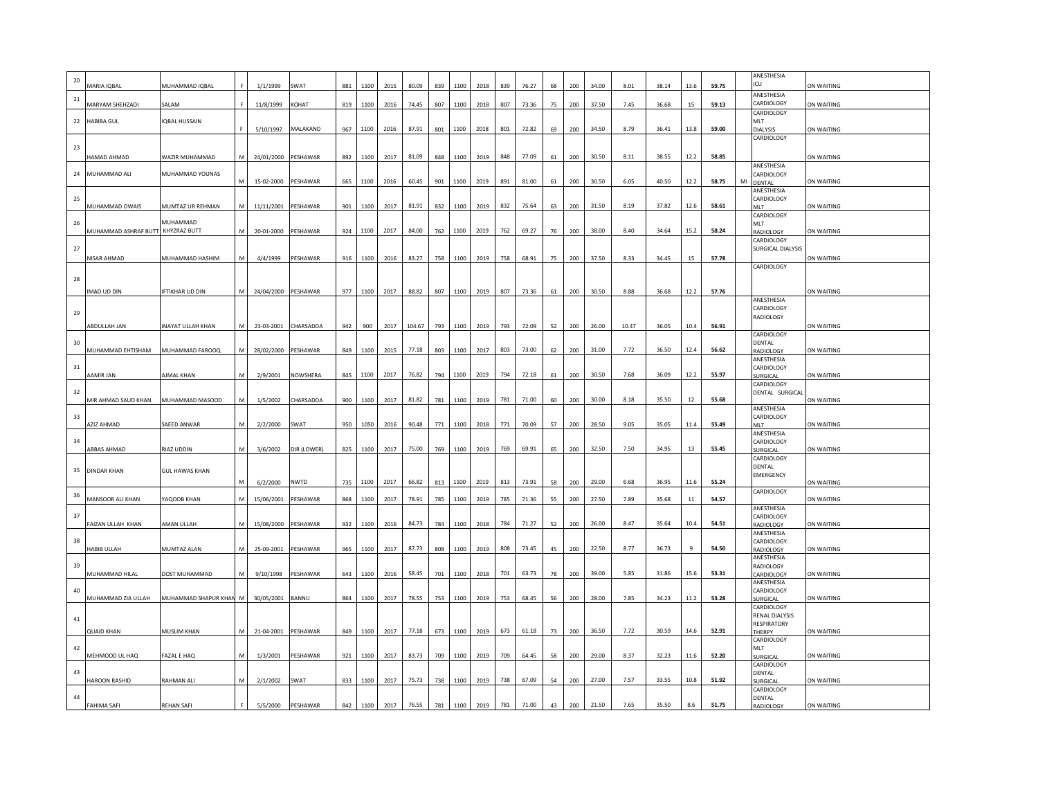| | | | | | | | | | | | | | | | | | | | | | | | | | | |
|---|---|---|---|---|---|---|---|---|---|---|---|---|---|---|---|---|---|---|---|---|---|---|---|---|---|---|
| 20 | MARIA IQBAL | MUHAMMAD IQBAL | F | 1/1/1999 | SWAT | 881 | 1100 | 2015 | 80.09 | 839 | 1100 | 2018 | 839 | 76.27 | 68 | 200 | 34.00 | 8.01 | 38.14 | 13.6 | 59.75 | | ANESTHESIA ICU | ON WAITING |
| 21 | MARYAM SHEHZADI | SALAM | F | 11/8/1999 | KOHAT | 819 | 1100 | 2016 | 74.45 | 807 | 1100 | 2018 | 807 | 73.36 | 75 | 200 | 37.50 | 7.45 | 36.68 | 15 | 59.13 | | ANESTHESIA CARDIOLOGY | ON WAITING |
| 22 | HABIBA GUL | IQBAL HUSSAIN | F | 5/10/1997 | MALAKAND | 967 | 1100 | 2016 | 87.91 | 801 | 1100 | 2018 | 801 | 72.82 | 69 | 200 | 34.50 | 8.79 | 36.41 | 13.8 | 59.00 | | CARDIOLOGY MLT DIALYSIS | ON WAITING |
| 23 | HAMAD AHMAD | WAZIR MUHAMMAD | M | 24/01/2000 | PESHAWAR | 892 | 1100 | 2017 | 81.09 | 848 | 1100 | 2019 | 848 | 77.09 | 61 | 200 | 30.50 | 8.11 | 38.55 | 12.2 | 58.85 | | CARDIOLOGY | ON WAITING |
| 24 | MUHAMMAD ALI | MUHAMMAD YOUNAS | M | 15-02-2000 | PESHAWAR | 665 | 1100 | 2016 | 60.45 | 901 | 1100 | 2019 | 891 | 81.00 | 61 | 200 | 30.50 | 6.05 | 40.50 | 12.2 | 58.75 | MI | ANESTHESIA CARDIOLOGY DENTAL | ON WAITING |
| 25 | MUHAMMAD OWAIS | MUMTAZ UR REHMAN | M | 11/11/2001 | PESHAWAR | 901 | 1100 | 2017 | 81.91 | 832 | 1100 | 2019 | 832 | 75.64 | 63 | 200 | 31.50 | 8.19 | 37.82 | 12.6 | 58.61 | | ANESTHESIA CARDIOLOGY MLT | ON WAITING |
| 26 | MUHAMMAD ASHRAF BUTT | MUHAMMAD KHYZRAZ BUTT | M | 20-01-2000 | PESHAWAR | 924 | 1100 | 2017 | 84.00 | 762 | 1100 | 2019 | 762 | 69.27 | 76 | 200 | 38.00 | 8.40 | 34.64 | 15.2 | 58.24 | | CARDIOLOGY MLT RADIOLOGY | ON WAITING |
| 27 | NISAR AHMAD | MUHAMMAD HASHIM | M | 4/4/1999 | PESHAWAR | 916 | 1100 | 2016 | 83.27 | 758 | 1100 | 2019 | 758 | 68.91 | 75 | 200 | 37.50 | 8.33 | 34.45 | 15 | 57.78 | | CARDIOLOGY SURGICAL DIALYSIS | ON WAITING |
| 28 | IMAD UD DIN | IFTIKHAR UD DIN | M | 24/04/2000 | PESHAWAR | 977 | 1100 | 2017 | 88.82 | 807 | 1100 | 2019 | 807 | 73.36 | 61 | 200 | 30.50 | 8.88 | 36.68 | 12.2 | 57.76 | | CARDIOLOGY | ON WAITING |
| 29 | ABDULLAH JAN | INAYAT ULLAH KHAN | M | 23-03-2001 | CHARSADDA | 942 | 900 | 2017 | 104.67 | 793 | 1100 | 2019 | 793 | 72.09 | 52 | 200 | 26.00 | 10.47 | 36.05 | 10.4 | 56.91 | | ANESTHESIA CARDIOLOGY RADIOLOGY | ON WAITING |
| 30 | MUHAMMAD EHTISHAM | MUHAMMAD FAROOQ | M | 28/02/2000 | PESHAWAR | 849 | 1100 | 2015 | 77.18 | 803 | 1100 | 2017 | 803 | 73.00 | 62 | 200 | 31.00 | 7.72 | 36.50 | 12.4 | 56.62 | | CARDIOLOGY DENTAL RADIOLOGY | ON WAITING |
| 31 | AAMIR JAN | AJMAL KHAN | M | 2/9/2001 | NOWSHERA | 845 | 1100 | 2017 | 76.82 | 794 | 1100 | 2019 | 794 | 72.18 | 61 | 200 | 30.50 | 7.68 | 36.09 | 12.2 | 55.97 | | ANESTHESIA CARDIOLOGY SURGICAL | ON WAITING |
| 32 | MIR AHMAD SAUD KHAN | MUHAMMAD MASOOD | M | 1/5/2002 | CHARSADDA | 900 | 1100 | 2017 | 81.82 | 781 | 1100 | 2019 | 781 | 71.00 | 60 | 200 | 30.00 | 8.18 | 35.50 | 12 | 55.68 | | CARDIOLOGY DENTAL SURGICAL | ON WAITING |
| 33 | AZIZ AHMAD | SAEED ANWAR | M | 2/2/2000 | SWAT | 950 | 1050 | 2016 | 90.48 | 771 | 1100 | 2018 | 771 | 70.09 | 57 | 200 | 28.50 | 9.05 | 35.05 | 11.4 | 55.49 | | ANESTHESIA CARDIOLOGY MLT | ON WAITING |
| 34 | ABBAS AHMAD | RIAZ UDDIN | M | 3/6/2002 | DIR (LOWER) | 825 | 1100 | 2017 | 75.00 | 769 | 1100 | 2019 | 769 | 69.91 | 65 | 200 | 32.50 | 7.50 | 34.95 | 13 | 55.45 | | ANESTHESIA CARDIOLOGY SURGICAL | ON WAITING |
| 35 | DINDAR KHAN | GUL HAWAS KHAN | M | 6/2/2000 | NWTD | 735 | 1100 | 2017 | 66.82 | 813 | 1100 | 2019 | 813 | 73.91 | 58 | 200 | 29.00 | 6.68 | 36.95 | 11.6 | 55.24 | | CARDIOLOGY DENTAL EMERGENCY | ON WAITING |
| 36 | MANSOOR ALI KHAN | YAQOOB KHAN | M | 15/06/2001 | PESHAWAR | 868 | 1100 | 2017 | 78.91 | 785 | 1100 | 2019 | 785 | 71.36 | 55 | 200 | 27.50 | 7.89 | 35.68 | 11 | 54.57 | | CARDIOLOGY | ON WAITING |
| 37 | FAIZAN ULLAH KHAN | AMAN ULLAH | M | 15/08/2000 | PESHAWAR | 932 | 1100 | 2016 | 84.73 | 784 | 1100 | 2018 | 784 | 71.27 | 52 | 200 | 26.00 | 8.47 | 35.64 | 10.4 | 54.51 | | ANESTHESIA CARDIOLOGY RADIOLOGY | ON WAITING |
| 38 | HABIB ULLAH | MUMTAZ ALAN | M | 25-09-2001 | PESHAWAR | 965 | 1100 | 2017 | 87.73 | 808 | 1100 | 2019 | 808 | 73.45 | 45 | 200 | 22.50 | 8.77 | 36.73 | 9 | 54.50 | | ANESTHESIA CARDIOLOGY RADIOLOGY | ON WAITING |
| 39 | MUHAMMAD HILAL | DOST MUHAMMAD | M | 9/10/1998 | PESHAWAR | 643 | 1100 | 2016 | 58.45 | 701 | 1100 | 2018 | 701 | 63.73 | 78 | 200 | 39.00 | 5.85 | 31.86 | 15.6 | 53.31 | | ANESTHESIA RADIOLOGY CARDIOLOGY | ON WAITING |
| 40 | MUHAMMAD ZIA ULLAH | MUHAMMAD SHAPUR KHAN | M | 30/05/2001 | BANNU | 864 | 1100 | 2017 | 78.55 | 753 | 1100 | 2019 | 753 | 68.45 | 56 | 200 | 28.00 | 7.85 | 34.23 | 11.2 | 53.28 | | ANESTHESIA CARDIOLOGY SURGICAL | ON WAITING |
| 41 | QUAID KHAN | MUSLIM KHAN | M | 21-04-2001 | PESHAWAR | 849 | 1100 | 2017 | 77.18 | 673 | 1100 | 2019 | 673 | 61.18 | 73 | 200 | 36.50 | 7.72 | 30.59 | 14.6 | 52.91 | | CARDIOLOGY RENAL DIALYSIS RESPIRATORY THERPY | ON WAITING |
| 42 | MEHMOOD UL HAQ | FAZAL E HAQ | M | 1/3/2001 | PESHAWAR | 921 | 1100 | 2017 | 83.73 | 709 | 1100 | 2019 | 709 | 64.45 | 58 | 200 | 29.00 | 8.37 | 32.23 | 11.6 | 52.20 | | CARDIOLOGY MLT SURGICAL | ON WAITING |
| 43 | HAROON RASHID | RAHMAN ALI | M | 2/1/2002 | SWAT | 833 | 1100 | 2017 | 75.73 | 738 | 1100 | 2019 | 738 | 67.09 | 54 | 200 | 27.00 | 7.57 | 33.55 | 10.8 | 51.92 | | CARDIOLOGY DENTAL SURGICAL | ON WAITING |
| 44 | FAHIMA SAFI | REHAN SAFI | F | 5/5/2000 | PESHAWAR | 842 | 1100 | 2017 | 76.55 | 781 | 1100 | 2019 | 781 | 71.00 | 43 | 200 | 21.50 | 7.65 | 35.50 | 8.6 | 51.75 | | CARDIOLOGY DENTAL RADIOLOGY | ON WAITING |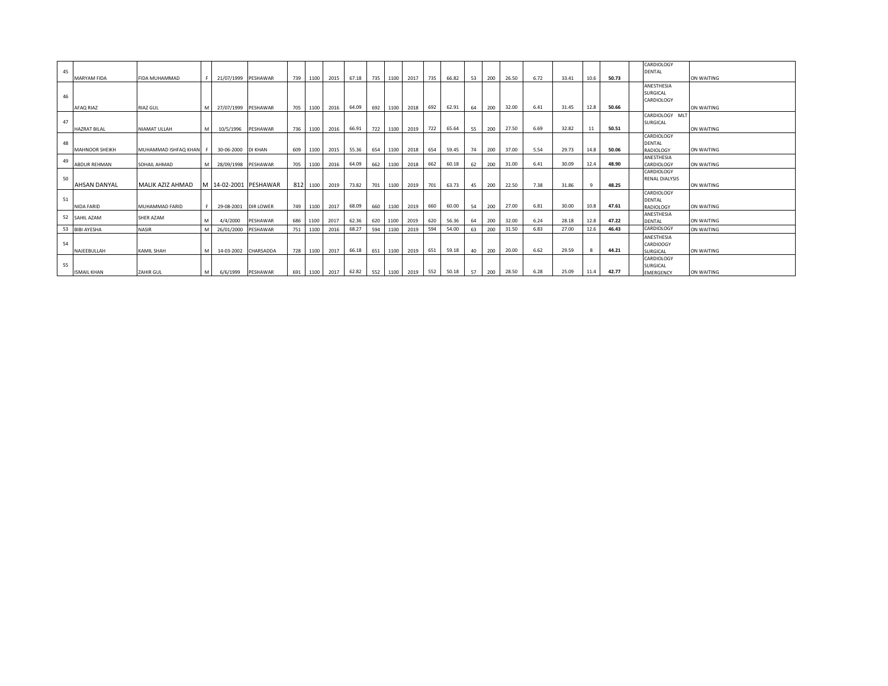| | | | | | | | | | | | | | | | | | | | | | | | | | | |
|---|---|---|---|---|---|---|---|---|---|---|---|---|---|---|---|---|---|---|---|---|---|---|---|---|---|---|
| 45 | MARYAM FIDA | FIDA MUHAMMAD | F | 21/07/1999 | PESHAWAR | 739 | 1100 | 2015 | 67.18 | 735 | 1100 | 2017 | 735 | 66.82 | 53 | 200 | 26.50 | 6.72 | 33.41 | 10.6 | 50.73 | | CARDIOLOGY DENTAL | ON WAITING |
| 46 | AFAQ RIAZ | RIAZ GUL | M | 27/07/1999 | PESHAWAR | 705 | 1100 | 2016 | 64.09 | 692 | 1100 | 2018 | 692 | 62.91 | 64 | 200 | 32.00 | 6.41 | 31.45 | 12.8 | 50.66 | | ANESTHESIA SURGICAL CARDIOLOGY | ON WAITING |
| 47 | HAZRAT BILAL | NIAMAT ULLAH | M | 10/5/1996 | PESHAWAR | 736 | 1100 | 2016 | 66.91 | 722 | 1100 | 2019 | 722 | 65.64 | 55 | 200 | 27.50 | 6.69 | 32.82 | 11 | 50.51 | | CARDIOLOGY MLT SURGICAL | ON WAITING |
| 48 | MAHNOOR SHEIKH | MUHAMMAD ISHFAQ KHAN | F | 30-06-2000 | DI KHAN | 609 | 1100 | 2015 | 55.36 | 654 | 1100 | 2018 | 654 | 59.45 | 74 | 200 | 37.00 | 5.54 | 29.73 | 14.8 | 50.06 | | CARDIOLOGY DENTAL RADIOLOGY | ON WAITING |
| 49 | ABDUR REHMAN | SOHAIL AHMAD | M | 28/09/1998 | PESHAWAR | 705 | 1100 | 2016 | 64.09 | 662 | 1100 | 2018 | 662 | 60.18 | 62 | 200 | 31.00 | 6.41 | 30.09 | 12.4 | 48.90 | | ANESTHESIA CARDIOLOGY | ON WAITING |
| 50 | AHSAN DANYAL | MALIK AZIZ AHMAD | M | 14-02-2001 | PESHAWAR | 812 | 1100 | 2019 | 73.82 | 701 | 1100 | 2019 | 701 | 63.73 | 45 | 200 | 22.50 | 7.38 | 31.86 | 9 | 48.25 | | CARDIOLOGY RENAL DIALYSIS | ON WAITING |
| 51 | NIDA FARID | MUHAMMAD FARID | F | 29-08-2001 | DIR LOWER | 749 | 1100 | 2017 | 68.09 | 660 | 1100 | 2019 | 660 | 60.00 | 54 | 200 | 27.00 | 6.81 | 30.00 | 10.8 | 47.61 | | CARDIOLOGY DENTAL RADIOLOGY | ON WAITING |
| 52 | SAHIL AZAM | SHER AZAM | M | 4/4/2000 | PESHAWAR | 686 | 1100 | 2017 | 62.36 | 620 | 1100 | 2019 | 620 | 56.36 | 64 | 200 | 32.00 | 6.24 | 28.18 | 12.8 | 47.22 | | ANESTHESIA DENTAL | ON WAITING |
| 53 | BIBI AYESHA | NASIR | M | 26/01/2000 | PESHAWAR | 751 | 1100 | 2016 | 68.27 | 594 | 1100 | 2019 | 594 | 54.00 | 63 | 200 | 31.50 | 6.83 | 27.00 | 12.6 | 46.43 | | CARDIOLOGY | ON WAITING |
| 54 | NAJEEBULLAH | KAMIL SHAH | M | 14-03-2002 | CHARSADDA | 728 | 1100 | 2017 | 66.18 | 651 | 1100 | 2019 | 651 | 59.18 | 40 | 200 | 20.00 | 6.62 | 29.59 | 8 | 44.21 | | ANESTHESIA CARDIOOGY SURGICAL | ON WAITING |
| 55 | ISMAIL KHAN | ZAHIR GUL | M | 6/6/1999 | PESHAWAR | 691 | 1100 | 2017 | 62.82 | 552 | 1100 | 2019 | 552 | 50.18 | 57 | 200 | 28.50 | 6.28 | 25.09 | 11.4 | 42.77 | | CARDIOLOGY SURGICAL EMERGENCY | ON WAITING |